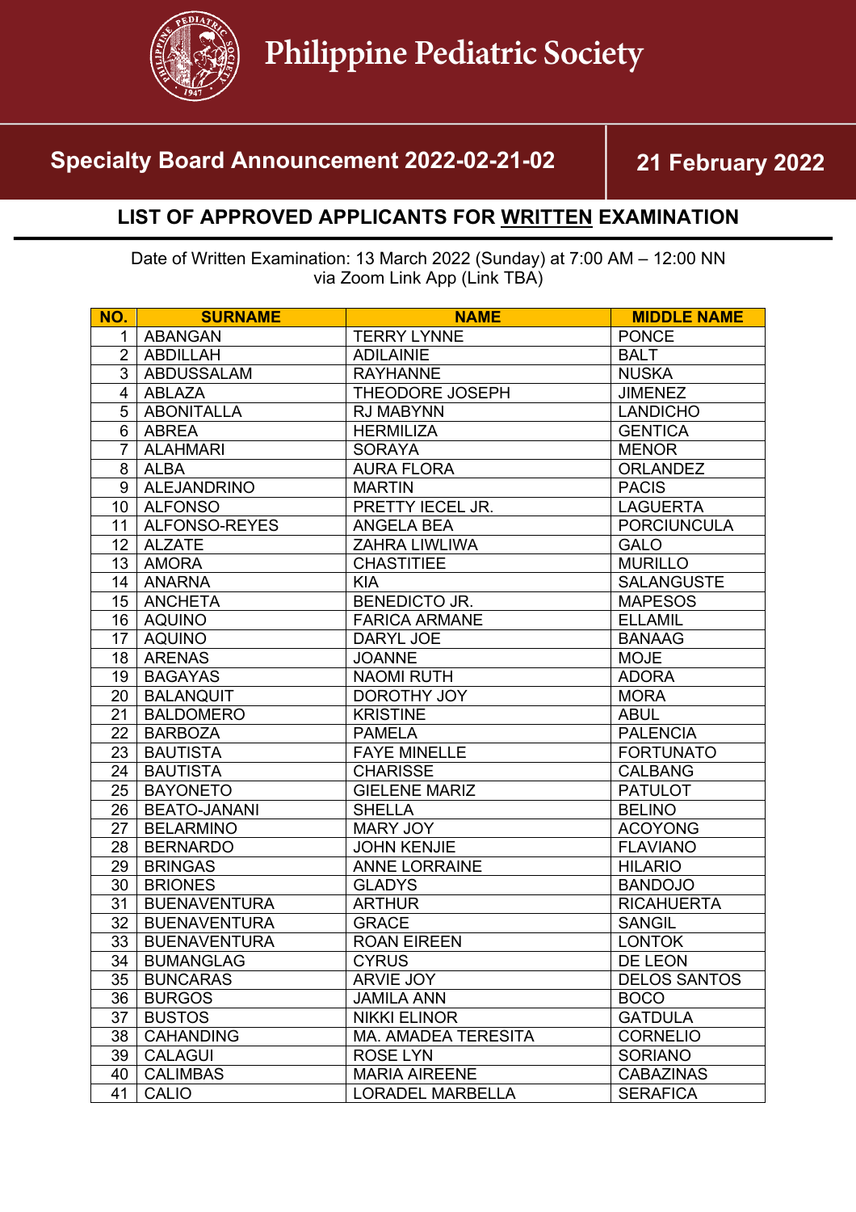# Philippine Pediatric Society

## Specialty Board Announcement 2022-02-21-02

**21 February 2022**

## LIST OF APPROVED APPLICANTS FOR WRITTEN EXAMINATION

Date of Written Examination: 13 March 2022 (Sunday) at 7:00 AM – 12:00 NN
via Zoom Link App (Link TBA)

| NO. | SURNAME | NAME | MIDDLE NAME |
|---|---|---|---|
| 1 | ABANGAN | TERRY LYNNE | PONCE |
| 2 | ABDILLAH | ADILAINIE | BALT |
| 3 | ABDUSSALAM | RAYHANNE | NUSKA |
| 4 | ABLAZA | THEODORE JOSEPH | JIMENEZ |
| 5 | ABONITALLA | RJ MABYNN | LANDICHO |
| 6 | ABREA | HERMILIZA | GENTICA |
| 7 | ALAHMARI | SORAYA | MENOR |
| 8 | ALBA | AURA FLORA | ORLANDEZ |
| 9 | ALEJANDRINO | MARTIN | PACIS |
| 10 | ALFONSO | PRETTY IECEL JR. | LAGUERTA |
| 11 | ALFONSO-REYES | ANGELA BEA | PORCIUNCULA |
| 12 | ALZATE | ZAHRA LIWLIWA | GALO |
| 13 | AMORA | CHASTITIEE | MURILLO |
| 14 | ANARNA | KIA | SALANGUSTE |
| 15 | ANCHETA | BENEDICTO JR. | MAPESOS |
| 16 | AQUINO | FARICA ARMANE | ELLAMIL |
| 17 | AQUINO | DARYL JOE | BANAAG |
| 18 | ARENAS | JOANNE | MOJE |
| 19 | BAGAYAS | NAOMI RUTH | ADORA |
| 20 | BALANQUIT | DOROTHY JOY | MORA |
| 21 | BALDOMERO | KRISTINE | ABUL |
| 22 | BARBOZA | PAMELA | PALENCIA |
| 23 | BAUTISTA | FAYE MINELLE | FORTUNATO |
| 24 | BAUTISTA | CHARISSE | CALBANG |
| 25 | BAYONETO | GIELENE MARIZ | PATULOT |
| 26 | BEATO-JANANI | SHELLA | BELINO |
| 27 | BELARMINO | MARY JOY | ACOYONG |
| 28 | BERNARDO | JOHN KENJIE | FLAVIANO |
| 29 | BRINGAS | ANNE LORRAINE | HILARIO |
| 30 | BRIONES | GLADYS | BANDOJO |
| 31 | BUENAVENTURA | ARTHUR | RICAHUERTA |
| 32 | BUENAVENTURA | GRACE | SANGIL |
| 33 | BUENAVENTURA | ROAN EIREEN | LONTOK |
| 34 | BUMANGLAG | CYRUS | DE LEON |
| 35 | BUNCARAS | ARVIE JOY | DELOS SANTOS |
| 36 | BURGOS | JAMILA ANN | BOCO |
| 37 | BUSTOS | NIKKI ELINOR | GATDULA |
| 38 | CAHANDING | MA. AMADEA TERESITA | CORNELIO |
| 39 | CALAGUI | ROSE LYN | SORIANO |
| 40 | CALIMBAS | MARIA AIREENE | CABAZINAS |
| 41 | CALIO | LORADEL MARBELLA | SERAFICA |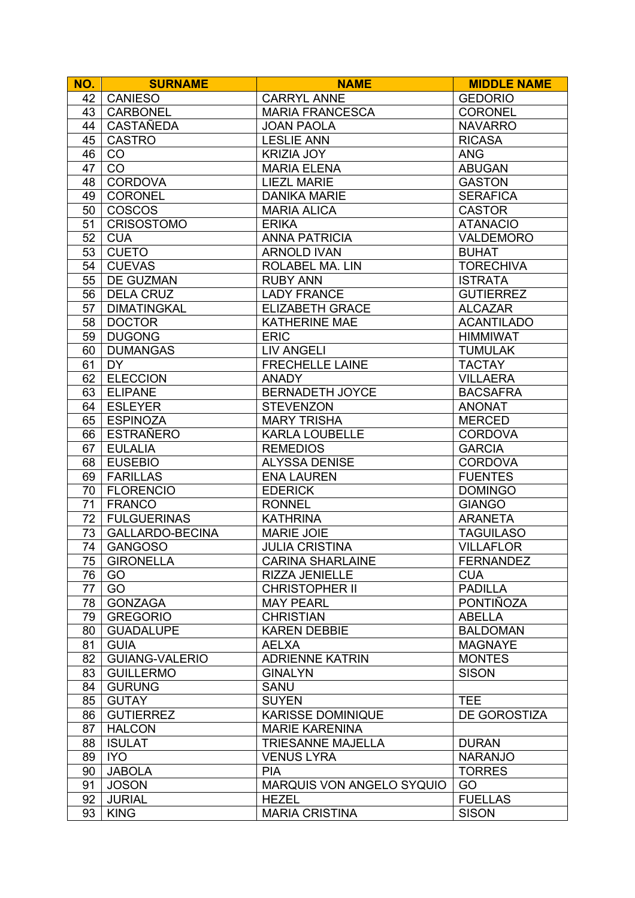| NO. | SURNAME | NAME | MIDDLE NAME |
|---|---|---|---|
| 42 | CANIESO | CARRYL ANNE | GEDORIO |
| 43 | CARBONEL | MARIA FRANCESCA | CORONEL |
| 44 | CASTAÑEDA | JOAN PAOLA | NAVARRO |
| 45 | CASTRO | LESLIE ANN | RICASA |
| 46 | CO | KRIZIA JOY | ANG |
| 47 | CO | MARIA ELENA | ABUGAN |
| 48 | CORDOVA | LIEZL MARIE | GASTON |
| 49 | CORONEL | DANIKA MARIE | SERAFICA |
| 50 | COSCOS | MARIA ALICA | CASTOR |
| 51 | CRISOSTOMO | ERIKA | ATANACIO |
| 52 | CUA | ANNA PATRICIA | VALDEMORO |
| 53 | CUETO | ARNOLD IVAN | BUHAT |
| 54 | CUEVAS | ROLABEL MA. LIN | TORECHIVA |
| 55 | DE GUZMAN | RUBY ANN | ISTRATA |
| 56 | DELA CRUZ | LADY FRANCE | GUTIERREZ |
| 57 | DIMATINGKAL | ELIZABETH GRACE | ALCAZAR |
| 58 | DOCTOR | KATHERINE MAE | ACANTILADO |
| 59 | DUGONG | ERIC | HIMMIWAT |
| 60 | DUMANGAS | LIV ANGELI | TUMULAK |
| 61 | DY | FRECHELLE LAINE | TACTAY |
| 62 | ELECCION | ANADY | VILLAERA |
| 63 | ELIPANE | BERNADETH JOYCE | BACSAFRA |
| 64 | ESLEYER | STEVENZON | ANONAT |
| 65 | ESPINOZA | MARY TRISHA | MERCED |
| 66 | ESTRAÑERO | KARLA LOUBELLE | CORDOVA |
| 67 | EULALIA | REMEDIOS | GARCIA |
| 68 | EUSEBIO | ALYSSA DENISE | CORDOVA |
| 69 | FARILLAS | ENA LAUREN | FUENTES |
| 70 | FLORENCIO | EDERICK | DOMINGO |
| 71 | FRANCO | RONNEL | GIANGO |
| 72 | FULGUERINAS | KATHRINA | ARANETA |
| 73 | GALLARDO-BECINA | MARIE JOIE | TAGUILASO |
| 74 | GANGOSO | JULIA CRISTINA | VILLAFLOR |
| 75 | GIRONELLA | CARINA SHARLAINE | FERNANDEZ |
| 76 | GO | RIZZA JENIELLE | CUA |
| 77 | GO | CHRISTOPHER II | PADILLA |
| 78 | GONZAGA | MAY PEARL | PONTIÑOZA |
| 79 | GREGORIO | CHRISTIAN | ABELLA |
| 80 | GUADALUPE | KAREN DEBBIE | BALDOMAN |
| 81 | GUIA | AELXA | MAGNAYE |
| 82 | GUIANG-VALERIO | ADRIENNE KATRIN | MONTES |
| 83 | GUILLERMO | GINALYN | SISON |
| 84 | GURUNG | SANU | |
| 85 | GUTAY | SUYEN | TEE |
| 86 | GUTIERREZ | KARISSE DOMINIQUE | DE GOROSTIZA |
| 87 | HALCON | MARIE KARENINA | |
| 88 | ISULAT | TRIESANNE MAJELLA | DURAN |
| 89 | IYO | VENUS LYRA | NARANJO |
| 90 | JABOLA | PIA | TORRES |
| 91 | JOSON | MARQUIS VON ANGELO SYQUIO | GO |
| 92 | JURIAL | HEZEL | FUELLAS |
| 93 | KING | MARIA CRISTINA | SISON |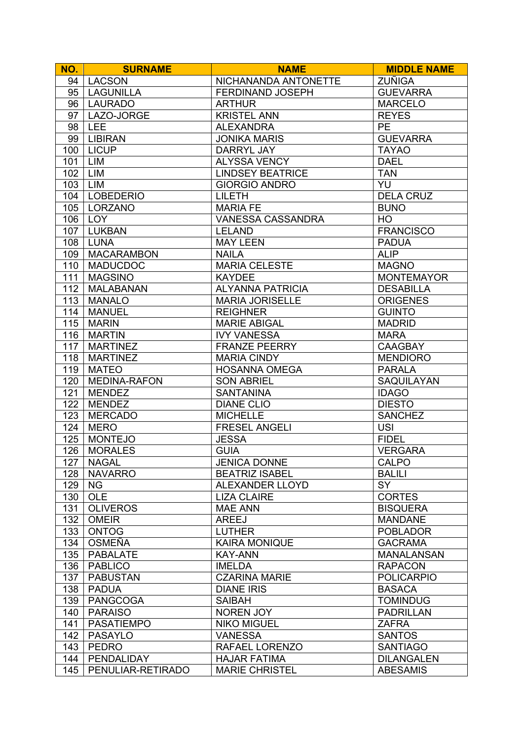| NO. | SURNAME | NAME | MIDDLE NAME |
|---|---|---|---|
| 94 | LACSON | NICHANANDA ANTONETTE | ZUÑIGA |
| 95 | LAGUNILLA | FERDINAND JOSEPH | GUEVARRA |
| 96 | LAURADO | ARTHUR | MARCELO |
| 97 | LAZO-JORGE | KRISTEL ANN | REYES |
| 98 | LEE | ALEXANDRA | PE |
| 99 | LIBIRAN | JONIKA MARIS | GUEVARRA |
| 100 | LICUP | DARRYL JAY | TAYAO |
| 101 | LIM | ALYSSA VENCY | DAEL |
| 102 | LIM | LINDSEY BEATRICE | TAN |
| 103 | LIM | GIORGIO ANDRO | YU |
| 104 | LOBEDERIO | LILETH | DELA CRUZ |
| 105 | LORZANO | MARIA FE | BUNO |
| 106 | LOY | VANESSA CASSANDRA | HO |
| 107 | LUKBAN | LELAND | FRANCISCO |
| 108 | LUNA | MAY LEEN | PADUA |
| 109 | MACARAMBON | NAILA | ALIP |
| 110 | MADUCDOC | MARIA CELESTE | MAGNO |
| 111 | MAGSINO | KAYDEE | MONTEMAYOR |
| 112 | MALABANAN | ALYANNA PATRICIA | DESABILLA |
| 113 | MANALO | MARIA JORISELLE | ORIGENES |
| 114 | MANUEL | REIGHNER | GUINTO |
| 115 | MARIN | MARIE ABIGAL | MADRID |
| 116 | MARTIN | IVY VANESSA | MARA |
| 117 | MARTINEZ | FRANZE PEERRY | CAAGBAY |
| 118 | MARTINEZ | MARIA CINDY | MENDIORO |
| 119 | MATEO | HOSANNA OMEGA | PARALA |
| 120 | MEDINA-RAFON | SON ABRIEL | SAQUILAYAN |
| 121 | MENDEZ | SANTANINA | IDAGO |
| 122 | MENDEZ | DIANE CLIO | DIESTO |
| 123 | MERCADO | MICHELLE | SANCHEZ |
| 124 | MERO | FRESEL ANGELI | USI |
| 125 | MONTEJO | JESSA | FIDEL |
| 126 | MORALES | GUIA | VERGARA |
| 127 | NAGAL | JENICA DONNE | CALPO |
| 128 | NAVARRO | BEATRIZ ISABEL | BALILI |
| 129 | NG | ALEXANDER LLOYD | SY |
| 130 | OLE | LIZA CLAIRE | CORTES |
| 131 | OLIVEROS | MAE ANN | BISQUERA |
| 132 | OMEIR | AREEJ | MANDANE |
| 133 | ONTOG | LUTHER | POBLADOR |
| 134 | OSMEÑA | KAIRA MONIQUE | GACRAMA |
| 135 | PABALATE | KAY-ANN | MANALANSAN |
| 136 | PABLICO | IMELDA | RAPACON |
| 137 | PABUSTAN | CZARINA MARIE | POLICARPIO |
| 138 | PADUA | DIANE IRIS | BASACA |
| 139 | PANGCOGA | SAIBAH | TOMINDUG |
| 140 | PARAISO | NOREN JOY | PADRILLAN |
| 141 | PASATIEMPO | NIKO MIGUEL | ZAFRA |
| 142 | PASAYLO | VANESSA | SANTOS |
| 143 | PEDRO | RAFAEL LORENZO | SANTIAGO |
| 144 | PENDALIDAY | HAJAR FATIMA | DILANGALEN |
| 145 | PENULIAR-RETIRADO | MARIE CHRISTEL | ABESAMIS |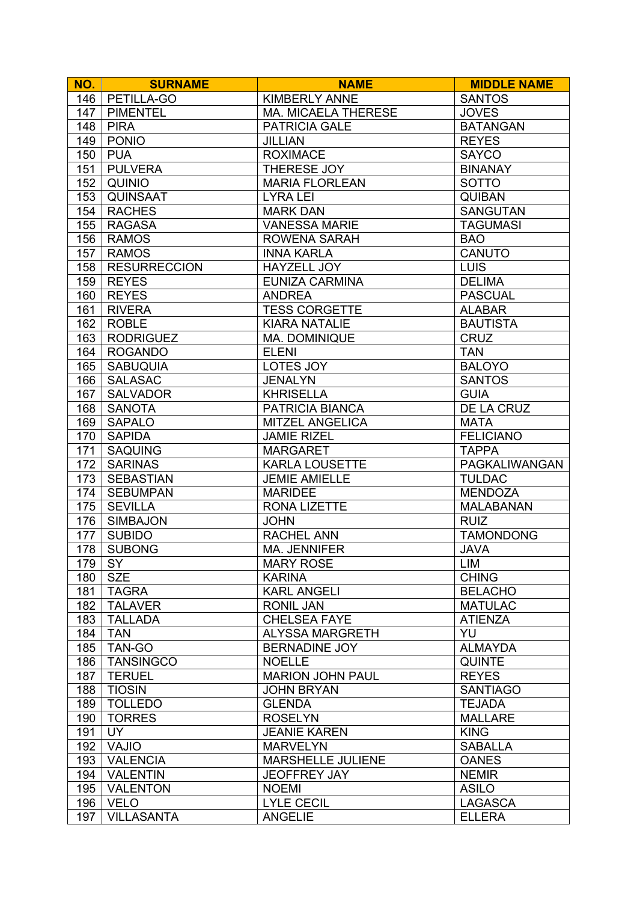| NO. | SURNAME | NAME | MIDDLE NAME |
| --- | --- | --- | --- |
| 146 | PETILLA-GO | KIMBERLY ANNE | SANTOS |
| 147 | PIMENTEL | MA. MICAELA THERESE | JOVES |
| 148 | PIRA | PATRICIA GALE | BATANGAN |
| 149 | PONIO | JILLIAN | REYES |
| 150 | PUA | ROXIMACE | SAYCO |
| 151 | PULVERA | THERESE JOY | BINANAY |
| 152 | QUINIO | MARIA FLORLEAN | SOTTO |
| 153 | QUINSAAT | LYRA LEI | QUIBAN |
| 154 | RACHES | MARK DAN | SANGUTAN |
| 155 | RAGASA | VANESSA MARIE | TAGUMASI |
| 156 | RAMOS | ROWENA SARAH | BAO |
| 157 | RAMOS | INNA KARLA | CANUTO |
| 158 | RESURRECCION | HAYZELL JOY | LUIS |
| 159 | REYES | EUNIZA CARMINA | DELIMA |
| 160 | REYES | ANDREA | PASCUAL |
| 161 | RIVERA | TESS CORGETTE | ALABAR |
| 162 | ROBLE | KIARA NATALIE | BAUTISTA |
| 163 | RODRIGUEZ | MA. DOMINIQUE | CRUZ |
| 164 | ROGANDO | ELENI | TAN |
| 165 | SABUQUIA | LOTES JOY | BALOYO |
| 166 | SALASAC | JENALYN | SANTOS |
| 167 | SALVADOR | KHRISELLA | GUIA |
| 168 | SANOTA | PATRICIA BIANCA | DE LA CRUZ |
| 169 | SAPALO | MITZEL ANGELICA | MATA |
| 170 | SAPIDA | JAMIE RIZEL | FELICIANO |
| 171 | SAQUING | MARGARET | TAPPA |
| 172 | SARINAS | KARLA LOUSETTE | PAGKALIWANGAN |
| 173 | SEBASTIAN | JEMIE AMIELLE | TULDAC |
| 174 | SEBUMPAN | MARIDEE | MENDOZA |
| 175 | SEVILLA | RONA LIZETTE | MALABANAN |
| 176 | SIMBAJON | JOHN | RUIZ |
| 177 | SUBIDO | RACHEL ANN | TAMONDONG |
| 178 | SUBONG | MA. JENNIFER | JAVA |
| 179 | SY | MARY ROSE | LIM |
| 180 | SZE | KARINA | CHING |
| 181 | TAGRA | KARL ANGELI | BELACHO |
| 182 | TALAVER | RONIL JAN | MATULAC |
| 183 | TALLADA | CHELSEA FAYE | ATIENZA |
| 184 | TAN | ALYSSA MARGRETH | YU |
| 185 | TAN-GO | BERNADINE JOY | ALMAYDA |
| 186 | TANSINGCO | NOELLE | QUINTE |
| 187 | TERUEL | MARION JOHN PAUL | REYES |
| 188 | TIOSIN | JOHN BRYAN | SANTIAGO |
| 189 | TOLLEDO | GLENDA | TEJADA |
| 190 | TORRES | ROSELYN | MALLARE |
| 191 | UY | JEANIE KAREN | KING |
| 192 | VAJIO | MARVELYN | SABALLA |
| 193 | VALENCIA | MARSHELLE JULIENE | OANES |
| 194 | VALENTIN | JEOFFREY JAY | NEMIR |
| 195 | VALENTON | NOEMI | ASILO |
| 196 | VELO | LYLE CECIL | LAGASCA |
| 197 | VILLASANTA | ANGELIE | ELLERA |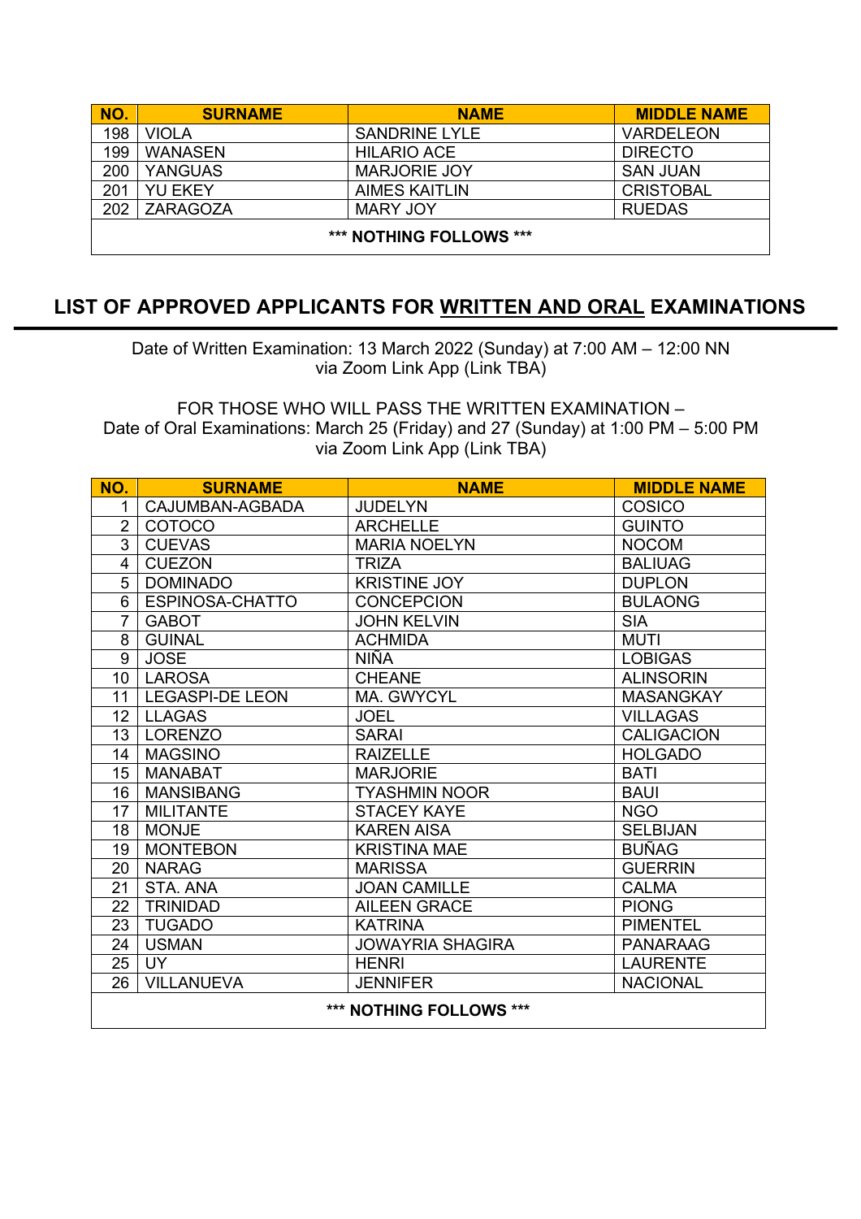| NO. | SURNAME | NAME | MIDDLE NAME |
|---|---|---|---|
| 198 | VIOLA | SANDRINE LYLE | VARDELEON |
| 199 | WANASEN | HILARIO ACE | DIRECTO |
| 200 | YANGUAS | MARJORIE JOY | SAN JUAN |
| 201 | YU EKEY | AIMES KAITLIN | CRISTOBAL |
| 202 | ZARAGOZA | MARY JOY | RUEDAS |

**\*\*\* NOTHING FOLLOWS \*\*\***

## LIST OF APPROVED APPLICANTS FOR WRITTEN AND ORAL EXAMINATIONS

Date of Written Examination: 13 March 2022 (Sunday) at 7:00 AM – 12:00 NN
via Zoom Link App (Link TBA)

FOR THOSE WHO WILL PASS THE WRITTEN EXAMINATION –
Date of Oral Examinations: March 25 (Friday) and 27 (Sunday) at 1:00 PM – 5:00 PM
via Zoom Link App (Link TBA)

| NO. | SURNAME | NAME | MIDDLE NAME |
|---|---|---|---|
| 1 | CAJUMBAN-AGBADA | JUDELYN | COSICO |
| 2 | COTOCO | ARCHELLE | GUINTO |
| 3 | CUEVAS | MARIA NOELYN | NOCOM |
| 4 | CUEZON | TRIZA | BALIUAG |
| 5 | DOMINADO | KRISTINE JOY | DUPLON |
| 6 | ESPINOSA-CHATTO | CONCEPCION | BULAONG |
| 7 | GABOT | JOHN KELVIN | SIA |
| 8 | GUINAL | ACHMIDA | MUTI |
| 9 | JOSE | NIÑA | LOBIGAS |
| 10 | LAROSA | CHEANE | ALINSORIN |
| 11 | LEGASPI-DE LEON | MA. GWYCYL | MASANGKAY |
| 12 | LLAGAS | JOEL | VILLAGAS |
| 13 | LORENZO | SARAI | CALIGACION |
| 14 | MAGSINO | RAIZELLE | HOLGADO |
| 15 | MANABAT | MARJORIE | BATI |
| 16 | MANSIBANG | TYASHMIN NOOR | BAUI |
| 17 | MILITANTE | STACEY KAYE | NGO |
| 18 | MONJE | KAREN AISA | SELBIJAN |
| 19 | MONTEBON | KRISTINA MAE | BUÑAG |
| 20 | NARAG | MARISSA | GUERRIN |
| 21 | STA. ANA | JOAN CAMILLE | CALMA |
| 22 | TRINIDAD | AILEEN GRACE | PIONG |
| 23 | TUGADO | KATRINA | PIMENTEL |
| 24 | USMAN | JOWAYRIA SHAGIRA | PANARAAG |
| 25 | UY | HENRI | LAURENTE |
| 26 | VILLANUEVA | JENNIFER | NACIONAL |

**\*\*\* NOTHING FOLLOWS \*\*\***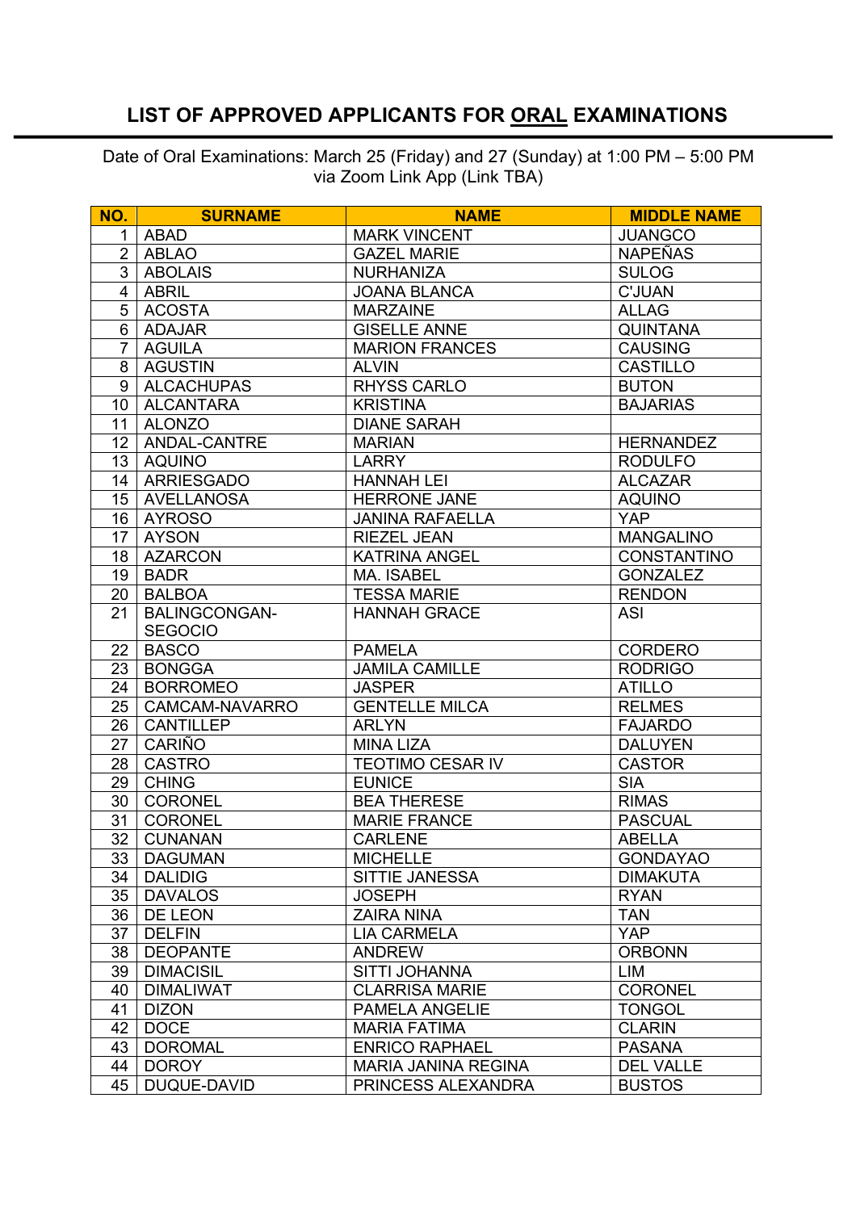# LIST OF APPROVED APPLICANTS FOR ORAL EXAMINATIONS

Date of Oral Examinations: March 25 (Friday) and 27 (Sunday) at 1:00 PM – 5:00 PM via Zoom Link App (Link TBA)

| NO. | SURNAME | NAME | MIDDLE NAME |
|---|---|---|---|
| 1 | ABAD | MARK VINCENT | JUANGCO |
| 2 | ABLAO | GAZEL MARIE | NAPEÑAS |
| 3 | ABOLAIS | NURHANIZA | SULOG |
| 4 | ABRIL | JOANA BLANCA | C'JUAN |
| 5 | ACOSTA | MARZAINE | ALLAG |
| 6 | ADAJAR | GISELLE ANNE | QUINTANA |
| 7 | AGUILA | MARION FRANCES | CAUSING |
| 8 | AGUSTIN | ALVIN | CASTILLO |
| 9 | ALCACHUPAS | RHYSS CARLO | BUTON |
| 10 | ALCANTARA | KRISTINA | BAJARIAS |
| 11 | ALONZO | DIANE SARAH | |
| 12 | ANDAL-CANTRE | MARIAN | HERNANDEZ |
| 13 | AQUINO | LARRY | RODULFO |
| 14 | ARRIESGADO | HANNAH LEI | ALCAZAR |
| 15 | AVELLANOSA | HERRONE JANE | AQUINO |
| 16 | AYROSO | JANINA RAFAELLA | YAP |
| 17 | AYSON | RIEZEL JEAN | MANGALINO |
| 18 | AZARCON | KATRINA ANGEL | CONSTANTINO |
| 19 | BADR | MA. ISABEL | GONZALEZ |
| 20 | BALBOA | TESSA MARIE | RENDON |
| 21 | BALINGCONGAN-SEGOCIO | HANNAH GRACE | ASI |
| 22 | BASCO | PAMELA | CORDERO |
| 23 | BONGGA | JAMILA CAMILLE | RODRIGO |
| 24 | BORROMEO | JASPER | ATILLO |
| 25 | CAMCAM-NAVARRO | GENTELLE MILCA | RELMES |
| 26 | CANTILLEP | ARLYN | FAJARDO |
| 27 | CARIÑO | MINA LIZA | DALUYEN |
| 28 | CASTRO | TEOTIMO CESAR IV | CASTOR |
| 29 | CHING | EUNICE | SIA |
| 30 | CORONEL | BEA THERESE | RIMAS |
| 31 | CORONEL | MARIE FRANCE | PASCUAL |
| 32 | CUNANAN | CARLENE | ABELLA |
| 33 | DAGUMAN | MICHELLE | GONDAYAO |
| 34 | DALIDIG | SITTIE JANESSA | DIMAKUTA |
| 35 | DAVALOS | JOSEPH | RYAN |
| 36 | DE LEON | ZAIRA NINA | TAN |
| 37 | DELFIN | LIA CARMELA | YAP |
| 38 | DEOPANTE | ANDREW | ORBONN |
| 39 | DIMACISIL | SITTI JOHANNA | LIM |
| 40 | DIMALIWAT | CLARRISA MARIE | CORONEL |
| 41 | DIZON | PAMELA ANGELIE | TONGOL |
| 42 | DOCE | MARIA FATIMA | CLARIN |
| 43 | DOROMAL | ENRICO RAPHAEL | PASANA |
| 44 | DOROY | MARIA JANINA REGINA | DEL VALLE |
| 45 | DUQUE-DAVID | PRINCESS ALEXANDRA | BUSTOS |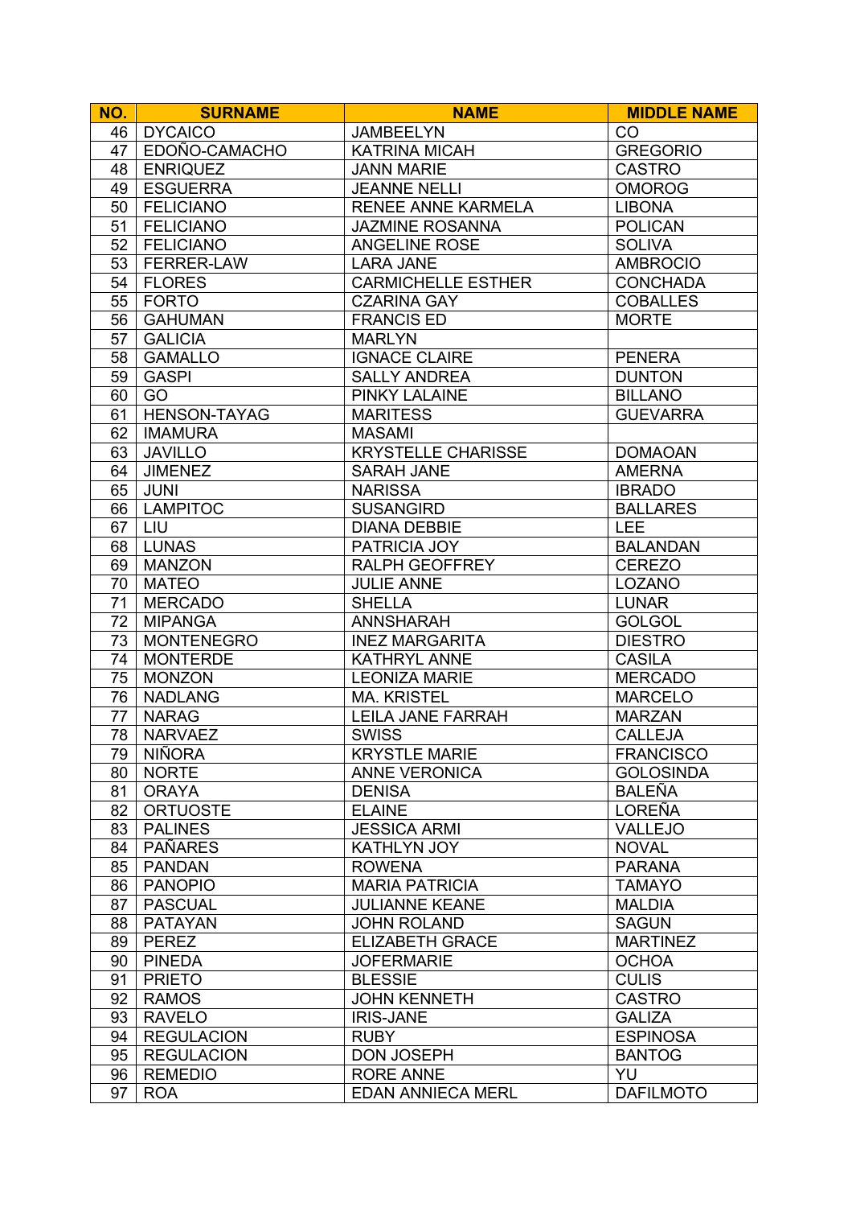| NO. | SURNAME | NAME | MIDDLE NAME |
|---|---|---|---|
| 46 | DYCAICO | JAMBEELYN | CO |
| 47 | EDOÑO-CAMACHO | KATRINA MICAH | GREGORIO |
| 48 | ENRIQUEZ | JANN MARIE | CASTRO |
| 49 | ESGUERRA | JEANNE NELLI | OMOROG |
| 50 | FELICIANO | RENEE ANNE KARMELA | LIBONA |
| 51 | FELICIANO | JAZMINE ROSANNA | POLICAN |
| 52 | FELICIANO | ANGELINE ROSE | SOLIVA |
| 53 | FERRER-LAW | LARA JANE | AMBROCIO |
| 54 | FLORES | CARMICHELLE ESTHER | CONCHADA |
| 55 | FORTO | CZARINA GAY | COBALLES |
| 56 | GAHUMAN | FRANCIS ED | MORTE |
| 57 | GALICIA | MARLYN | |
| 58 | GAMALLO | IGNACE CLAIRE | PENERA |
| 59 | GASPI | SALLY ANDREA | DUNTON |
| 60 | GO | PINKY LALAINE | BILLANO |
| 61 | HENSON-TAYAG | MARITESS | GUEVARRA |
| 62 | IMAMURA | MASAMI | |
| 63 | JAVILLO | KRYSTELLE CHARISSE | DOMAOAN |
| 64 | JIMENEZ | SARAH JANE | AMERNA |
| 65 | JUNI | NARISSA | IBRADO |
| 66 | LAMPITOC | SUSANGIRD | BALLARES |
| 67 | LIU | DIANA DEBBIE | LEE |
| 68 | LUNAS | PATRICIA JOY | BALANDAN |
| 69 | MANZON | RALPH GEOFFREY | CEREZO |
| 70 | MATEO | JULIE ANNE | LOZANO |
| 71 | MERCADO | SHELLA | LUNAR |
| 72 | MIPANGA | ANNSHARAH | GOLGOL |
| 73 | MONTENEGRO | INEZ MARGARITA | DIESTRO |
| 74 | MONTERDE | KATHRYL ANNE | CASILA |
| 75 | MONZON | LEONIZA MARIE | MERCADO |
| 76 | NADLANG | MA. KRISTEL | MARCELO |
| 77 | NARAG | LEILA JANE FARRAH | MARZAN |
| 78 | NARVAEZ | SWISS | CALLEJA |
| 79 | NIÑORA | KRYSTLE MARIE | FRANCISCO |
| 80 | NORTE | ANNE VERONICA | GOLOSINDA |
| 81 | ORAYA | DENISA | BALEÑA |
| 82 | ORTUOSTE | ELAINE | LOREÑA |
| 83 | PALINES | JESSICA ARMI | VALLEJO |
| 84 | PAÑARES | KATHLYN JOY | NOVAL |
| 85 | PANDAN | ROWENA | PARANA |
| 86 | PANOPIO | MARIA PATRICIA | TAMAYO |
| 87 | PASCUAL | JULIANNE KEANE | MALDIA |
| 88 | PATAYAN | JOHN ROLAND | SAGUN |
| 89 | PEREZ | ELIZABETH GRACE | MARTINEZ |
| 90 | PINEDA | JOFERMARIE | OCHOA |
| 91 | PRIETO | BLESSIE | CULIS |
| 92 | RAMOS | JOHN KENNETH | CASTRO |
| 93 | RAVELO | IRIS-JANE | GALIZA |
| 94 | REGULACION | RUBY | ESPINOSA |
| 95 | REGULACION | DON JOSEPH | BANTOG |
| 96 | REMEDIO | RORE ANNE | YU |
| 97 | ROA | EDAN ANNIECA MERL | DAFILMOTO |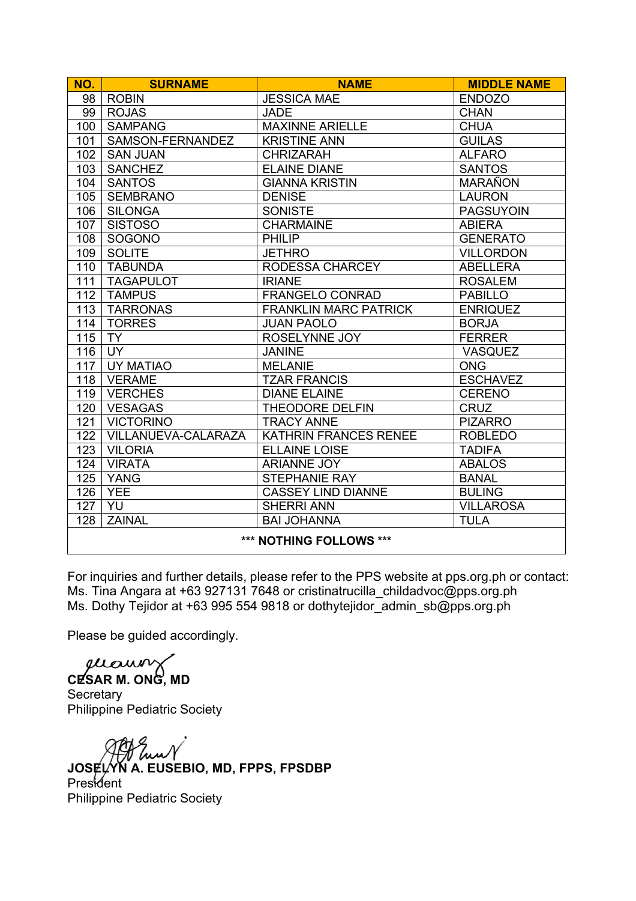| NO. | SURNAME | NAME | MIDDLE NAME |
|---|---|---|---|
| 98 | ROBIN | JESSICA MAE | ENDOZO |
| 99 | ROJAS | JADE | CHAN |
| 100 | SAMPANG | MAXINNE ARIELLE | CHUA |
| 101 | SAMSON-FERNANDEZ | KRISTINE ANN | GUILAS |
| 102 | SAN JUAN | CHRIZARAH | ALFARO |
| 103 | SANCHEZ | ELAINE DIANE | SANTOS |
| 104 | SANTOS | GIANNA KRISTIN | MARAÑON |
| 105 | SEMBRANO | DENISE | LAURON |
| 106 | SILONGA | SONISTE | PAGSUYOIN |
| 107 | SISTOSO | CHARMAINE | ABIERA |
| 108 | SOGONO | PHILIP | GENERATO |
| 109 | SOLITE | JETHRO | VILLORDON |
| 110 | TABUNDA | RODESSA CHARCEY | ABELLERA |
| 111 | TAGAPULOT | IRIANE | ROSALEM |
| 112 | TAMPUS | FRANGELO CONRAD | PABILLO |
| 113 | TARRONAS | FRANKLIN MARC PATRICK | ENRIQUEZ |
| 114 | TORRES | JUAN PAOLO | BORJA |
| 115 | TY | ROSELYNNE JOY | FERRER |
| 116 | UY | JANINE | VASQUEZ |
| 117 | UY MATIAO | MELANIE | ONG |
| 118 | VERAME | TZAR FRANCIS | ESCHAVEZ |
| 119 | VERCHES | DIANE ELAINE | CERENO |
| 120 | VESAGAS | THEODORE DELFIN | CRUZ |
| 121 | VICTORINO | TRACY ANNE | PIZARRO |
| 122 | VILLANUEVA-CALARAZA | KATHRIN FRANCES RENEE | ROBLEDO |
| 123 | VILORIA | ELLAINE LOISE | TADIFA |
| 124 | VIRATA | ARIANNE JOY | ABALOS |
| 125 | YANG | STEPHANIE RAY | BANAL |
| 126 | YEE | CASSEY LIND DIANNE | BULING |
| 127 | YU | SHERRI ANN | VILLAROSA |
| 128 | ZAINAL | BAI JOHANNA | TULA |

**\*\*\* NOTHING FOLLOWS \*\*\***

For inquiries and further details, please refer to the PPS website at pps.org.ph or contact:
Ms. Tina Angara at +63 927131 7648 or cristinatrucilla_childadvoc@pps.org.ph
Ms. Dothy Tejidor at +63 995 554 9818 or dothytejidor_admin_sb@pps.org.ph

Please be guided accordingly.

**CESAR M. ONG, MD**
Secretary
Philippine Pediatric Society

**JOSELYN A. EUSEBIO, MD, FPPS, FPSDBP**
President
Philippine Pediatric Society